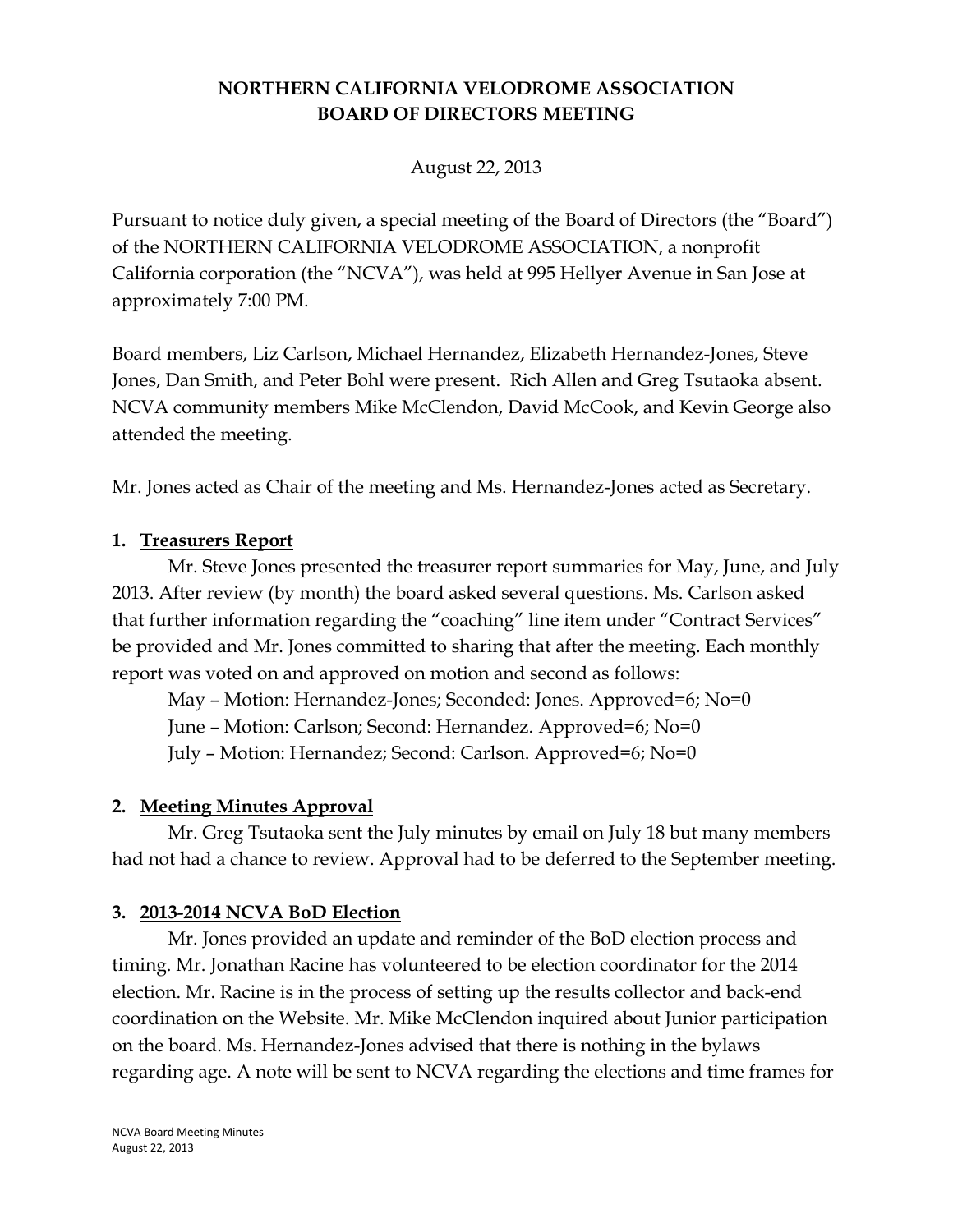# NORTHERN CALIFORNIA VELODROME ASSOCIATION
# BOARD OF DIRECTORS MEETING

August 22, 2013

Pursuant to notice duly given, a special meeting of the Board of Directors (the "Board") of the NORTHERN CALIFORNIA VELODROME ASSOCIATION, a nonprofit California corporation (the "NCVA"), was held at 995 Hellyer Avenue in San Jose at approximately 7:00 PM.

Board members, Liz Carlson, Michael Hernandez, Elizabeth Hernandez-Jones, Steve Jones, Dan Smith, and Peter Bohl were present. Rich Allen and Greg Tsutaoka absent. NCVA community members Mike McClendon, David McCook, and Kevin George also attended the meeting.

Mr. Jones acted as Chair of the meeting and Ms. Hernandez-Jones acted as Secretary.

## 1. Treasurers Report

Mr. Steve Jones presented the treasurer report summaries for May, June, and July 2013. After review (by month) the board asked several questions. Ms. Carlson asked that further information regarding the "coaching" line item under "Contract Services" be provided and Mr. Jones committed to sharing that after the meeting. Each monthly report was voted on and approved on motion and second as follows:

May – Motion: Hernandez-Jones; Seconded: Jones. Approved=6; No=0

June – Motion: Carlson; Second: Hernandez. Approved=6; No=0

July – Motion: Hernandez; Second: Carlson. Approved=6; No=0

## 2. Meeting Minutes Approval

Mr. Greg Tsutaoka sent the July minutes by email on July 18 but many members had not had a chance to review. Approval had to be deferred to the September meeting.

## 3. 2013-2014 NCVA BoD Election

Mr. Jones provided an update and reminder of the BoD election process and timing. Mr. Jonathan Racine has volunteered to be election coordinator for the 2014 election. Mr. Racine is in the process of setting up the results collector and back-end coordination on the Website. Mr. Mike McClendon inquired about Junior participation on the board. Ms. Hernandez-Jones advised that there is nothing in the bylaws regarding age. A note will be sent to NCVA regarding the elections and time frames for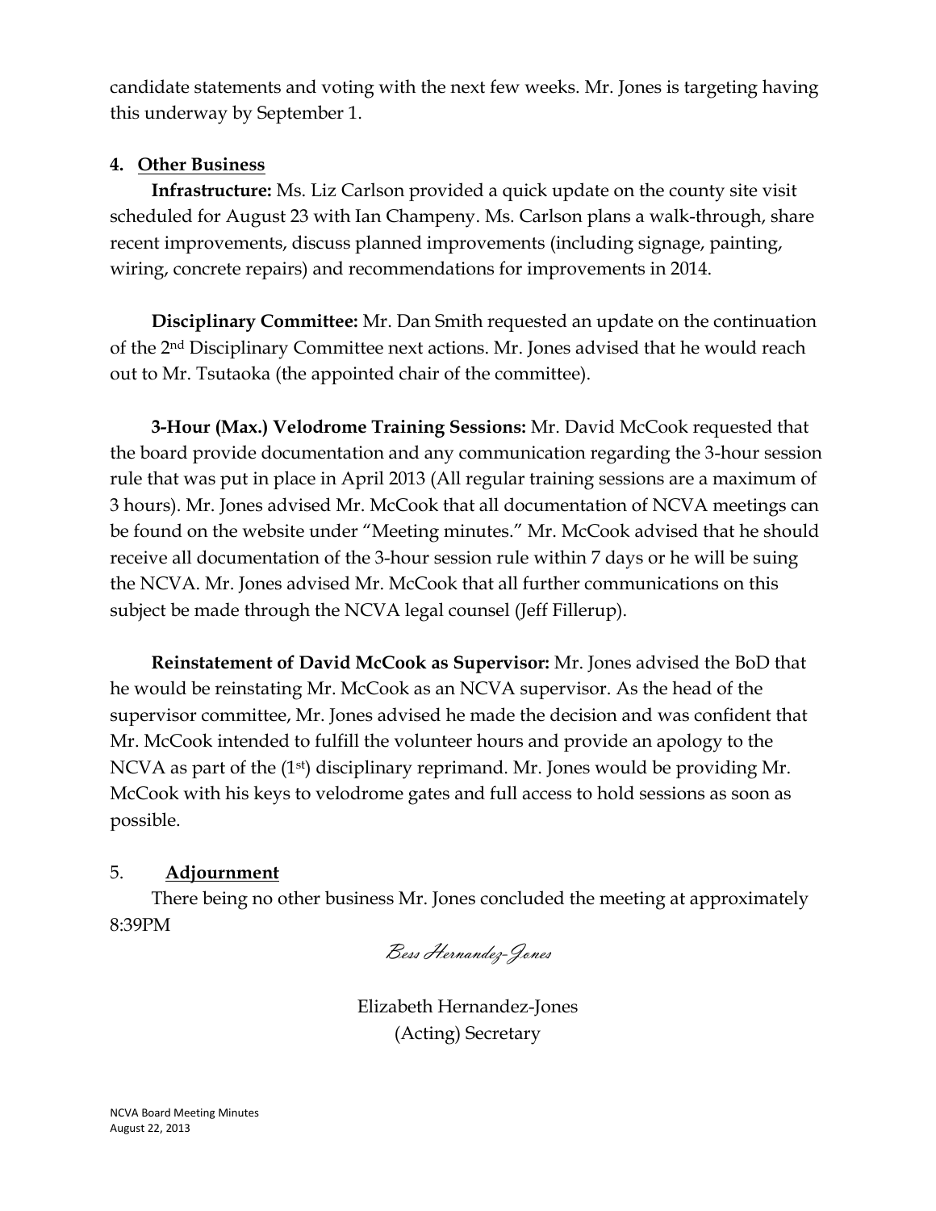candidate statements and voting with the next few weeks. Mr. Jones is targeting having this underway by September 1.

**4. Other Business**

**Infrastructure:** Ms. Liz Carlson provided a quick update on the county site visit scheduled for August 23 with Ian Champeny. Ms. Carlson plans a walk-through, share recent improvements, discuss planned improvements (including signage, painting, wiring, concrete repairs) and recommendations for improvements in 2014.

**Disciplinary Committee:** Mr. Dan Smith requested an update on the continuation of the 2nd Disciplinary Committee next actions. Mr. Jones advised that he would reach out to Mr. Tsutaoka (the appointed chair of the committee).

**3-Hour (Max.) Velodrome Training Sessions:** Mr. David McCook requested that the board provide documentation and any communication regarding the 3-hour session rule that was put in place in April 2013 (All regular training sessions are a maximum of 3 hours). Mr. Jones advised Mr. McCook that all documentation of NCVA meetings can be found on the website under "Meeting minutes." Mr. McCook advised that he should receive all documentation of the 3-hour session rule within 7 days or he will be suing the NCVA. Mr. Jones advised Mr. McCook that all further communications on this subject be made through the NCVA legal counsel (Jeff Fillerup).

**Reinstatement of David McCook as Supervisor:** Mr. Jones advised the BoD that he would be reinstating Mr. McCook as an NCVA supervisor. As the head of the supervisor committee, Mr. Jones advised he made the decision and was confident that Mr. McCook intended to fulfill the volunteer hours and provide an apology to the NCVA as part of the (1st) disciplinary reprimand. Mr. Jones would be providing Mr. McCook with his keys to velodrome gates and full access to hold sessions as soon as possible.

5. **Adjournment**

There being no other business Mr. Jones concluded the meeting at approximately 8:39PM

*Bess Hernandez-Jones*

Elizabeth Hernandez-Jones
(Acting) Secretary